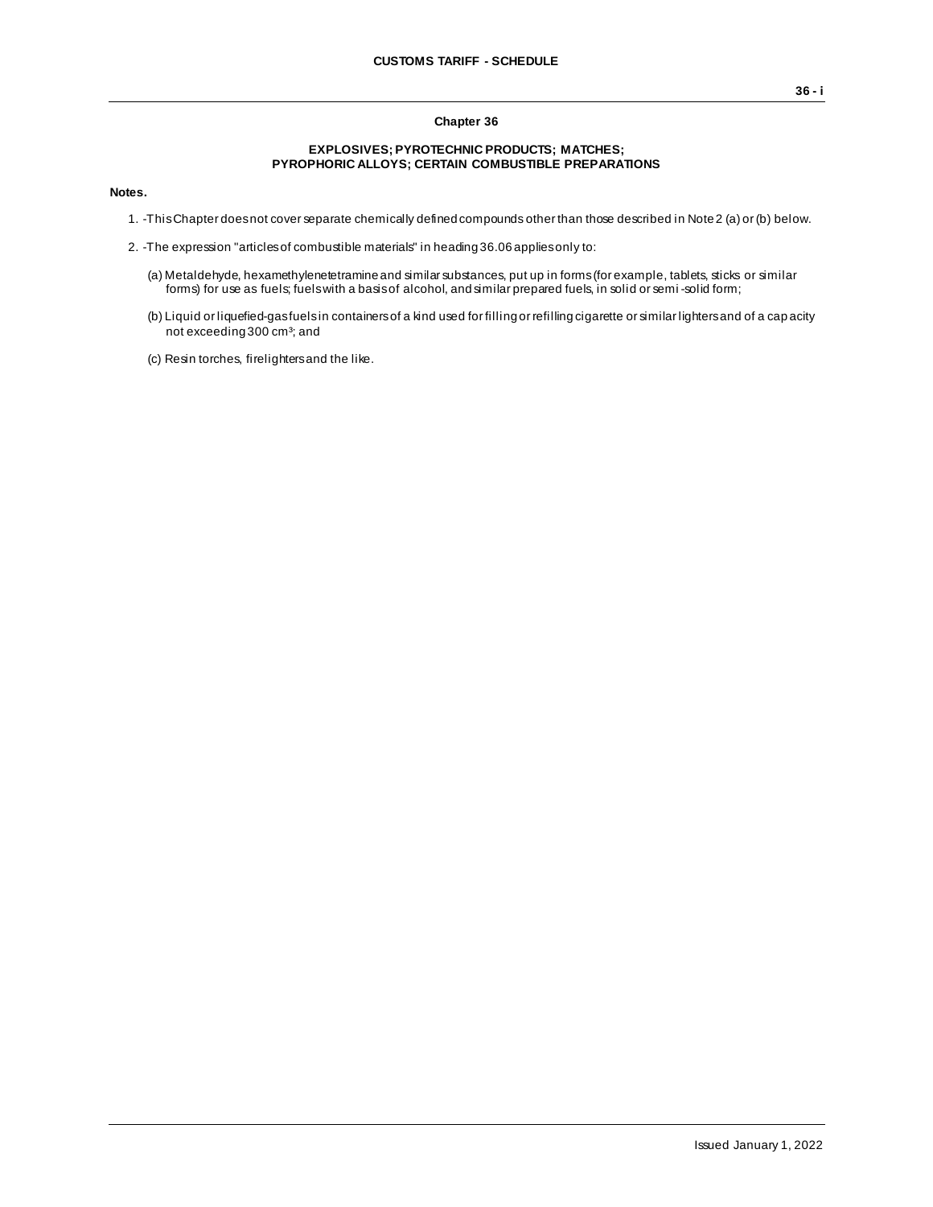# Chapter 36

## EXPLOSIVES; PYROTECHNIC PRODUCTS; MATCHES; PYROPHORIC ALLOYS; CERTAIN COMBUSTIBLE PREPARATIONS

**Notes.**

1. -This Chapter does not cover separate chemically defined compounds other than those described in Note 2 (a) or (b) below.

2. -The expression "articles of combustible materials" in heading 36.06 applies only to:

   (a) Metaldehyde, hexamethylenetetramine and similar substances, put up in forms (for example, tablets, sticks or similar forms) for use as fuels; fuels with a basis of alcohol, and similar prepared fuels, in solid or semi-solid form;

   (b) Liquid or liquefied-gas fuels in containers of a kind used for filling or refilling cigarette or similar lighters and of a capacity not exceeding 300 $cm^3$; and

   (c) Resin torches, firelighters and the like.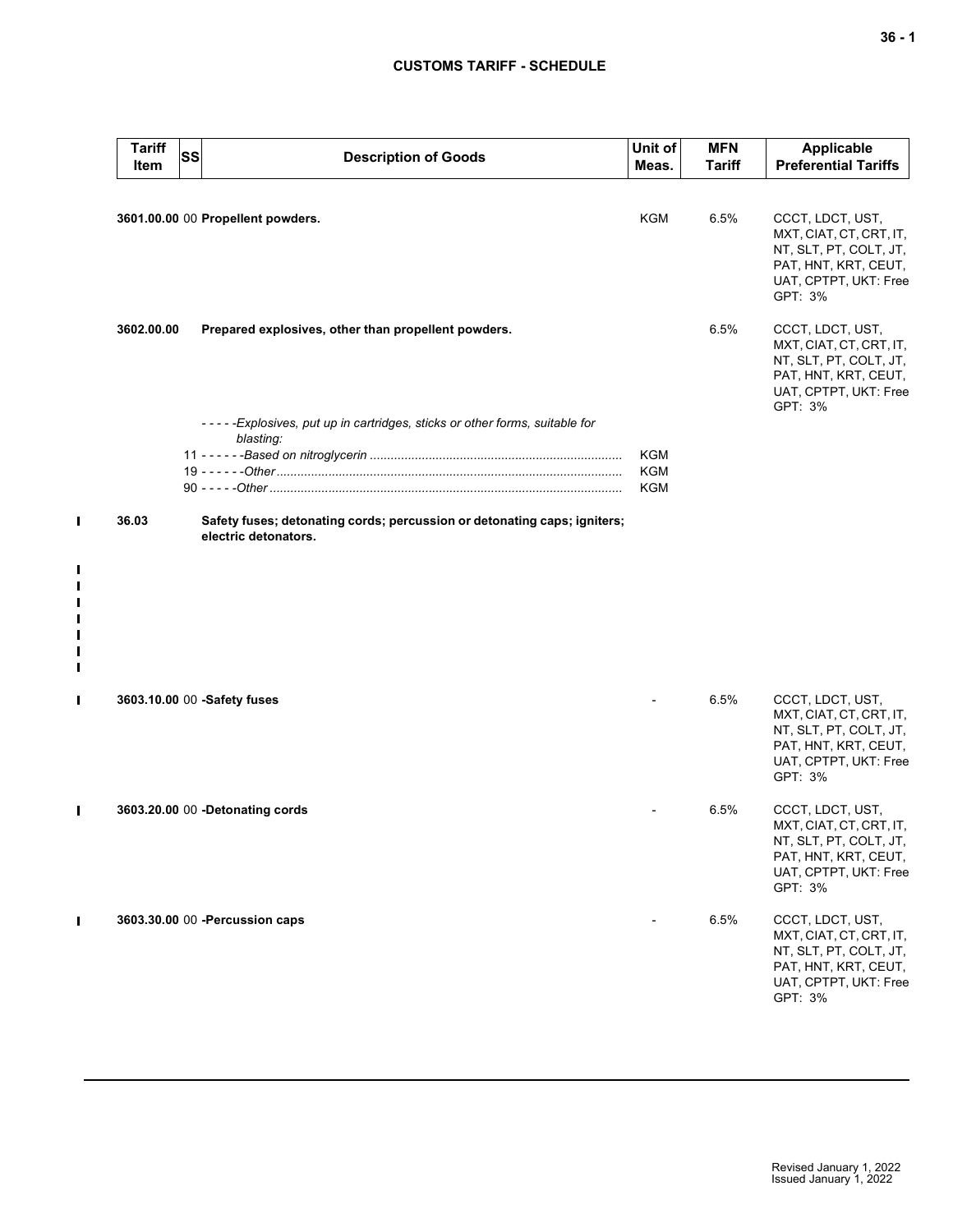| Tariff Item | SS | Description of Goods | Unit of Meas. | MFN Tariff | Applicable Preferential Tariffs |
|---|---|---|---|---|---|
| 3601.00.00 | 00 | **Propellent powders.** | KGM | 6.5% | CCCT, LDCT, UST, MXT, CIAT, CT, CRT, IT, NT, SLT, PT, COLT, JT, PAT, HNT, KRT, CEUT, UAT, CPTPT, UKT: Free<br>GPT: 3% |
| 3602.00.00 | | **Prepared explosives, other than propellent powders.** | | 6.5% | CCCT, LDCT, UST, MXT, CIAT, CT, CRT, IT, NT, SLT, PT, COLT, JT, PAT, HNT, KRT, CEUT, UAT, CPTPT, UKT: Free<br>GPT: 3% |
| | | - - - - -*Explosives, put up in cartridges, sticks or other forms, suitable for blasting:* | | | |
| | 11 | - - - - - -*Based on nitroglycerin* | KGM | | |
| | 19 | - - - - - -*Other* | KGM | | |
| | 90 | - - - - -*Other* | KGM | | |
| 36.03 | | **Safety fuses; detonating cords; percussion or detonating caps; igniters; electric detonators.** | | | |
| 3603.10.00 | 00 | **-Safety fuses** | - | 6.5% | CCCT, LDCT, UST, MXT, CIAT, CT, CRT, IT, NT, SLT, PT, COLT, JT, PAT, HNT, KRT, CEUT, UAT, CPTPT, UKT: Free<br>GPT: 3% |
| 3603.20.00 | 00 | **-Detonating cords** | - | 6.5% | CCCT, LDCT, UST, MXT, CIAT, CT, CRT, IT, NT, SLT, PT, COLT, JT, PAT, HNT, KRT, CEUT, UAT, CPTPT, UKT: Free<br>GPT: 3% |
| 3603.30.00 | 00 | **-Percussion caps** | - | 6.5% | CCCT, LDCT, UST, MXT, CIAT, CT, CRT, IT, NT, SLT, PT, COLT, JT, PAT, HNT, KRT, CEUT, UAT, CPTPT, UKT: Free<br>GPT: 3% |

Revised January 1, 2022
Issued January 1, 2022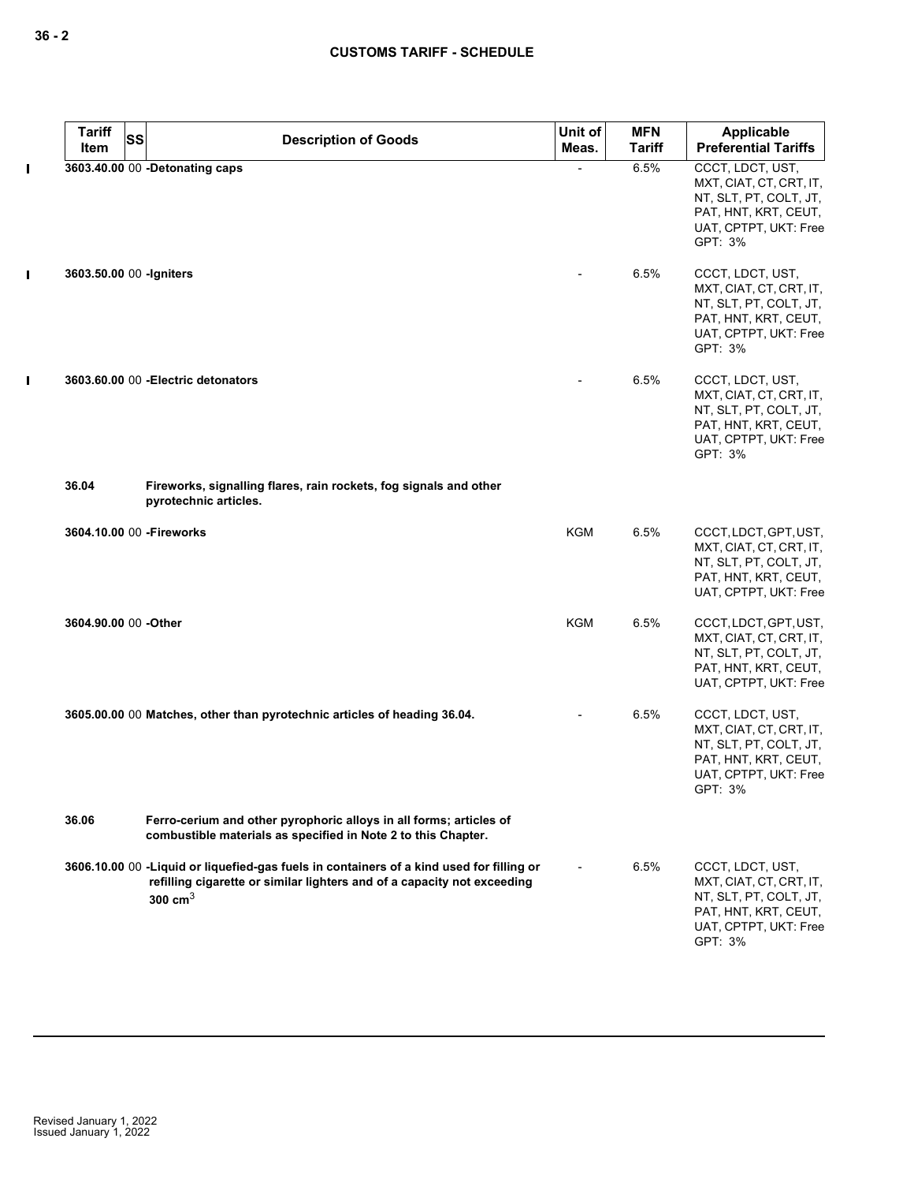| Tariff Item | SS | Description of Goods | Unit of Meas. | MFN Tariff | Applicable Preferential Tariffs |
|---|---|---|---|---|---|
| 3603.40.00 | 00 | -Detonating caps | - | 6.5% | CCCT, LDCT, UST, MXT, CIAT, CT, CRT, IT, NT, SLT, PT, COLT, JT, PAT, HNT, KRT, CEUT, UAT, CPTPT, UKT: Free GPT: 3% |
| 3603.50.00 | 00 | -Igniters | - | 6.5% | CCCT, LDCT, UST, MXT, CIAT, CT, CRT, IT, NT, SLT, PT, COLT, JT, PAT, HNT, KRT, CEUT, UAT, CPTPT, UKT: Free GPT: 3% |
| 3603.60.00 | 00 | -Electric detonators | - | 6.5% | CCCT, LDCT, UST, MXT, CIAT, CT, CRT, IT, NT, SLT, PT, COLT, JT, PAT, HNT, KRT, CEUT, UAT, CPTPT, UKT: Free GPT: 3% |
| 36.04 | | Fireworks, signalling flares, rain rockets, fog signals and other pyrotechnic articles. | | | |
| 3604.10.00 | 00 | -Fireworks | KGM | 6.5% | CCCT, LDCT, GPT, UST, MXT, CIAT, CT, CRT, IT, NT, SLT, PT, COLT, JT, PAT, HNT, KRT, CEUT, UAT, CPTPT, UKT: Free |
| 3604.90.00 | 00 | -Other | KGM | 6.5% | CCCT, LDCT, GPT, UST, MXT, CIAT, CT, CRT, IT, NT, SLT, PT, COLT, JT, PAT, HNT, KRT, CEUT, UAT, CPTPT, UKT: Free |
| 3605.00.00 | 00 | Matches, other than pyrotechnic articles of heading 36.04. | - | 6.5% | CCCT, LDCT, UST, MXT, CIAT, CT, CRT, IT, NT, SLT, PT, COLT, JT, PAT, HNT, KRT, CEUT, UAT, CPTPT, UKT: Free GPT: 3% |
| 36.06 | | Ferro-cerium and other pyrophoric alloys in all forms; articles of combustible materials as specified in Note 2 to this Chapter. | | | |
| 3606.10.00 | 00 | -Liquid or liquefied-gas fuels in containers of a kind used for filling or refilling cigarette or similar lighters and of a capacity not exceeding 300 $cm^3$ | - | 6.5% | CCCT, LDCT, UST, MXT, CIAT, CT, CRT, IT, NT, SLT, PT, COLT, JT, PAT, HNT, KRT, CEUT, UAT, CPTPT, UKT: Free GPT: 3% |

Revised January 1, 2022
Issued January 1, 2022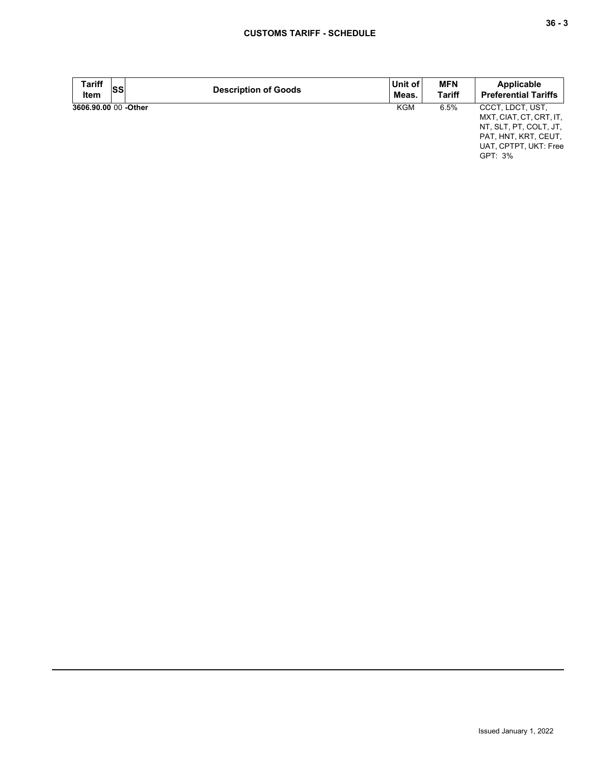| Tariff Item | SS | Description of Goods | Unit of Meas. | MFN Tariff | Applicable Preferential Tariffs |
|---|---|---|---|---|---|
| 3606.90.00 | 00 | **-Other** | KGM | 6.5% | CCCT, LDCT, UST, MXT, CIAT, CT, CRT, IT, NT, SLT, PT, COLT, JT, PAT, HNT, KRT, CEUT, UAT, CPTPT, UKT: Free<br>GPT: 3% |

Issued January 1, 2022